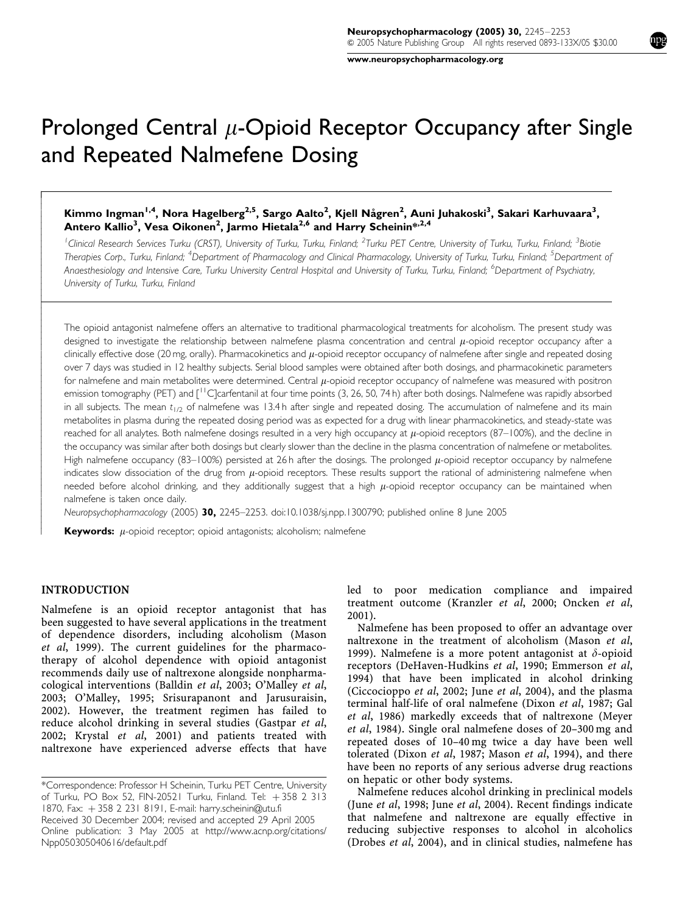# Prolonged Central $\mu$-Opioid Receptor Occupancy after Single and Repeated Nalmefene Dosing

**Kimmo Ingman[1,4], Nora Hagelberg[2,5], Sargo Aalto[2], Kjell Någren[2], Auni Juhakoski[3], Sakari Karhuvaara[3], Antero Kallio[3], Vesa Oikonen[2], Jarmo Hietala[2,6] and Harry Scheinin*[,2,4]**

*[1]Clinical Research Services Turku (CRST), University of Turku, Turku, Finland; [2]Turku PET Centre, University of Turku, Turku, Finland; [3]Biotie Therapies Corp., Turku, Finland; [4]Department of Pharmacology and Clinical Pharmacology, University of Turku, Turku, Finland; [5]Department of Anaesthesiology and Intensive Care, Turku University Central Hospital and University of Turku, Turku, Finland; [6]Department of Psychiatry, University of Turku, Turku, Finland*

The opioid antagonist nalmefene offers an alternative to traditional pharmacological treatments for alcoholism. The present study was designed to investigate the relationship between nalmefene plasma concentration and central $\mu$-opioid receptor occupancy after a clinically effective dose (20 mg, orally). Pharmacokinetics and $\mu$-opioid receptor occupancy of nalmefene after single and repeated dosing over 7 days was studied in 12 healthy subjects. Serial blood samples were obtained after both dosings, and pharmacokinetic parameters for nalmefene and main metabolites were determined. Central $\mu$-opioid receptor occupancy of nalmefene was measured with positron emission tomography (PET) and [$^{11}$C]carfentanil at four time points (3, 26, 50, 74 h) after both dosings. Nalmefene was rapidly absorbed in all subjects. The mean $t_{1/2}$ of nalmefene was 13.4 h after single and repeated dosing. The accumulation of nalmefene and its main metabolites in plasma during the repeated dosing period was as expected for a drug with linear pharmacokinetics, and steady-state was reached for all analytes. Both nalmefene dosings resulted in a very high occupancy at $\mu$-opioid receptors (87–100%), and the decline in the occupancy was similar after both dosings but clearly slower than the decline in the plasma concentration of nalmefene or metabolites. High nalmefene occupancy (83–100%) persisted at 26 h after the dosings. The prolonged $\mu$-opioid receptor occupancy by nalmefene indicates slow dissociation of the drug from $\mu$-opioid receptors. These results support the rational of administering nalmefene when needed before alcohol drinking, and they additionally suggest that a high $\mu$-opioid receptor occupancy can be maintained when nalmefene is taken once daily.

*Neuropsychopharmacology* (2005) **30,** 2245–2253. doi:10.1038/sj.npp.1300790; published online 8 June 2005

**Keywords:** $\mu$-opioid receptor; opioid antagonists; alcoholism; nalmefene

## INTRODUCTION

Nalmefene is an opioid receptor antagonist that has been suggested to have several applications in the treatment of dependence disorders, including alcoholism (Mason *et al*, 1999). The current guidelines for the pharmacotherapy of alcohol dependence with opioid antagonist recommends daily use of naltrexone alongside nonpharmacological interventions (Balldin *et al*, 2003; O'Malley *et al*, 2003; O'Malley, 1995; Srisurapanont and Jarusuraisin, 2002). However, the treatment regimen has failed to reduce alcohol drinking in several studies (Gastpar *et al*, 2002; Krystal *et al*, 2001) and patients treated with naltrexone have experienced adverse effects that have led to poor medication compliance and impaired treatment outcome (Kranzler *et al*, 2000; Oncken *et al*, 2001).

Nalmefene has been proposed to offer an advantage over naltrexone in the treatment of alcoholism (Mason *et al*, 1999). Nalmefene is a more potent antagonist at $\delta$-opioid receptors (DeHaven-Hudkins *et al*, 1990; Emmerson *et al*, 1994) that have been implicated in alcohol drinking (Ciccocioppo *et al*, 2002; June *et al*, 2004), and the plasma terminal half-life of oral nalmefene (Dixon *et al*, 1987; Gal *et al*, 1986) markedly exceeds that of naltrexone (Meyer *et al*, 1984). Single oral nalmefene doses of 20–300 mg and repeated doses of 10–40 mg twice a day have been well tolerated (Dixon *et al*, 1987; Mason *et al*, 1994), and there have been no reports of any serious adverse drug reactions on hepatic or other body systems.

Nalmefene reduces alcohol drinking in preclinical models (June *et al*, 1998; June *et al*, 2004). Recent findings indicate that nalmefene and naltrexone are equally effective in reducing subjective responses to alcohol in alcoholics (Drobes *et al*, 2004), and in clinical studies, nalmefene has

*Correspondence: Professor H Scheinin, Turku PET Centre, University of Turku, PO Box 52, FIN-20521 Turku, Finland. Tel: +358 2 313 1870, Fax: +358 2 231 8191, E-mail: harry.scheinin@utu.fi

Received 30 December 2004; revised and accepted 29 April 2005

Online publication: 3 May 2005 at http://www.acnp.org/citations/Npp050305040616/default.pdf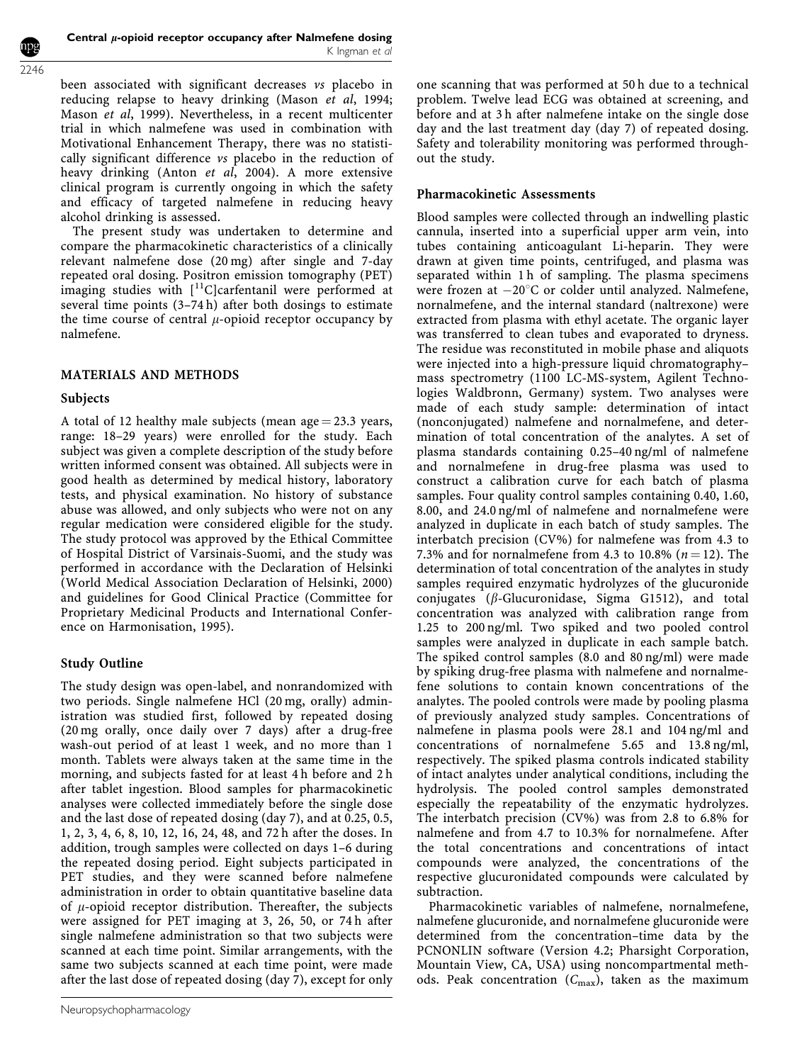been associated with significant decreases *vs* placebo in reducing relapse to heavy drinking (Mason *et al*, 1994; Mason *et al*, 1999). Nevertheless, in a recent multicenter trial in which nalmefene was used in combination with Motivational Enhancement Therapy, there was no statistically significant difference *vs* placebo in the reduction of heavy drinking (Anton *et al*, 2004). A more extensive clinical program is currently ongoing in which the safety and efficacy of targeted nalmefene in reducing heavy alcohol drinking is assessed.

The present study was undertaken to determine and compare the pharmacokinetic characteristics of a clinically relevant nalmefene dose (20 mg) after single and 7-day repeated oral dosing. Positron emission tomography (PET) imaging studies with [$^{11}$C]carfentanil were performed at several time points (3–74 h) after both dosings to estimate the time course of central $\mu$-opioid receptor occupancy by nalmefene.

## MATERIALS AND METHODS

### Subjects

A total of 12 healthy male subjects (mean age = 23.3 years, range: 18–29 years) were enrolled for the study. Each subject was given a complete description of the study before written informed consent was obtained. All subjects were in good health as determined by medical history, laboratory tests, and physical examination. No history of substance abuse was allowed, and only subjects who were not on any regular medication were considered eligible for the study. The study protocol was approved by the Ethical Committee of Hospital District of Varsinais-Suomi, and the study was performed in accordance with the Declaration of Helsinki (World Medical Association Declaration of Helsinki, 2000) and guidelines for Good Clinical Practice (Committee for Proprietary Medicinal Products and International Conference on Harmonisation, 1995).

### Study Outline

The study design was open-label, and nonrandomized with two periods. Single nalmefene HCl (20 mg, orally) administration was studied first, followed by repeated dosing (20 mg orally, once daily over 7 days) after a drug-free wash-out period of at least 1 week, and no more than 1 month. Tablets were always taken at the same time in the morning, and subjects fasted for at least 4 h before and 2 h after tablet ingestion. Blood samples for pharmacokinetic analyses were collected immediately before the single dose and the last dose of repeated dosing (day 7), and at 0.25, 0.5, 1, 2, 3, 4, 6, 8, 10, 12, 16, 24, 48, and 72 h after the doses. In addition, trough samples were collected on days 1–6 during the repeated dosing period. Eight subjects participated in PET studies, and they were scanned before nalmefene administration in order to obtain quantitative baseline data of $\mu$-opioid receptor distribution. Thereafter, the subjects were assigned for PET imaging at 3, 26, 50, or 74 h after single nalmefene administration so that two subjects were scanned at each time point. Similar arrangements, with the same two subjects scanned at each time point, were made after the last dose of repeated dosing (day 7), except for only one scanning that was performed at 50 h due to a technical problem. Twelve lead ECG was obtained at screening, and before and at 3 h after nalmefene intake on the single dose day and the last treatment day (day 7) of repeated dosing. Safety and tolerability monitoring was performed throughout the study.

### Pharmacokinetic Assessments

Blood samples were collected through an indwelling plastic cannula, inserted into a superficial upper arm vein, into tubes containing anticoagulant Li-heparin. They were drawn at given time points, centrifuged, and plasma was separated within 1 h of sampling. The plasma specimens were frozen at $-20^{\circ}$C or colder until analyzed. Nalmefene, nornalmefene, and the internal standard (naltrexone) were extracted from plasma with ethyl acetate. The organic layer was transferred to clean tubes and evaporated to dryness. The residue was reconstituted in mobile phase and aliquots were injected into a high-pressure liquid chromatography–mass spectrometry (1100 LC-MS-system, Agilent Technologies Waldbronn, Germany) system. Two analyses were made of each study sample: determination of intact (nonconjugated) nalmefene and nornalmefene, and determination of total concentration of the analytes. A set of plasma standards containing 0.25–40 ng/ml of nalmefene and nornalmefene in drug-free plasma was used to construct a calibration curve for each batch of plasma samples. Four quality control samples containing 0.40, 1.60, 8.00, and 24.0 ng/ml of nalmefene and nornalmefene were analyzed in duplicate in each batch of study samples. The interbatch precision (CV%) for nalmefene was from 4.3 to 7.3% and for nornalmefene from 4.3 to 10.8% ($n = 12$). The determination of total concentration of the analytes in study samples required enzymatic hydrolyzes of the glucuronide conjugates ($\beta$-Glucuronidase, Sigma G1512), and total concentration was analyzed with calibration range from 1.25 to 200 ng/ml. Two spiked and two pooled control samples were analyzed in duplicate in each sample batch. The spiked control samples (8.0 and 80 ng/ml) were made by spiking drug-free plasma with nalmefene and nornalmefene solutions to contain known concentrations of the analytes. The pooled controls were made by pooling plasma of previously analyzed study samples. Concentrations of nalmefene in plasma pools were 28.1 and 104 ng/ml and concentrations of nornalmefene 5.65 and 13.8 ng/ml, respectively. The spiked plasma controls indicated stability of intact analytes under analytical conditions, including the hydrolysis. The pooled control samples demonstrated especially the repeatability of the enzymatic hydrolyzes. The interbatch precision (CV%) was from 2.8 to 6.8% for nalmefene and from 4.7 to 10.3% for nornalmefene. After the total concentrations and concentrations of intact compounds were analyzed, the concentrations of the respective glucuronidated compounds were calculated by subtraction.

Pharmacokinetic variables of nalmefene, nornalmefene, nalmefene glucuronide, and nornalmefene glucuronide were determined from the concentration–time data by the PCNONLIN software (Version 4.2; Pharsight Corporation, Mountain View, CA, USA) using noncompartmental methods. Peak concentration ($C_{max}$), taken as the maximum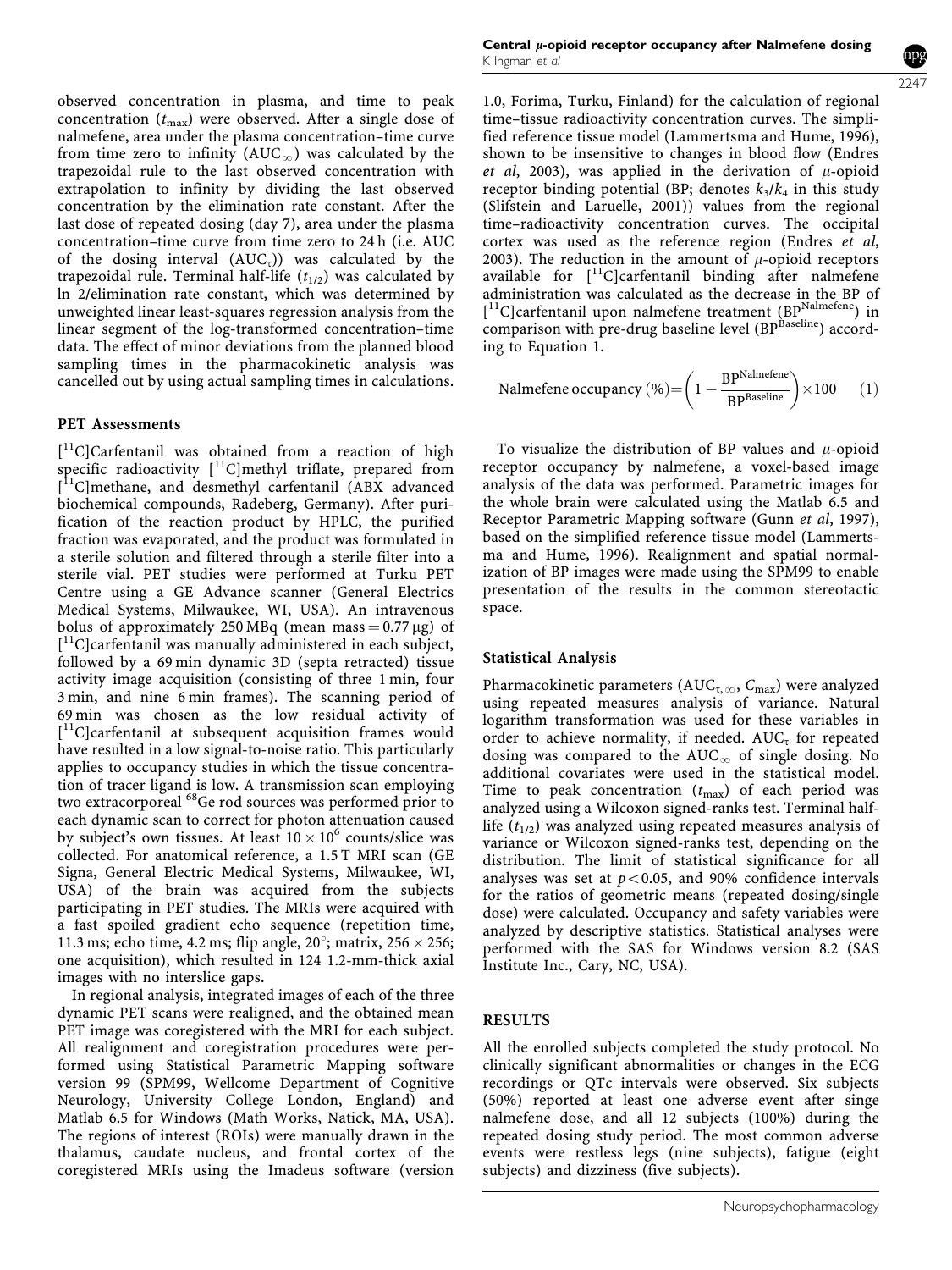observed concentration in plasma, and time to peak concentration ($t_{max}$) were observed. After a single dose of nalmefene, area under the plasma concentration–time curve from time zero to infinity ($AUC_{\infty}$) was calculated by the trapezoidal rule to the last observed concentration with extrapolation to infinity by dividing the last observed concentration by the elimination rate constant. After the last dose of repeated dosing (day 7), area under the plasma concentration–time curve from time zero to 24 h (i.e. AUC of the dosing interval ($AUC_{\tau}$)) was calculated by the trapezoidal rule. Terminal half-life ($t_{1/2}$) was calculated by ln 2/elimination rate constant, which was determined by unweighted linear least-squares regression analysis from the linear segment of the log-transformed concentration–time data. The effect of minor deviations from the planned blood sampling times in the pharmacokinetic analysis was cancelled out by using actual sampling times in calculations.

## PET Assessments

[$^{11}$C]Carfentanil was obtained from a reaction of high specific radioactivity [$^{11}$C]methyl triflate, prepared from [$^{11}$C]methane, and desmethyl carfentanil (ABX advanced biochemical compounds, Radeberg, Germany). After purification of the reaction product by HPLC, the purified fraction was evaporated, and the product was formulated in a sterile solution and filtered through a sterile filter into a sterile vial. PET studies were performed at Turku PET Centre using a GE Advance scanner (General Electrics Medical Systems, Milwaukee, WI, USA). An intravenous bolus of approximately 250 MBq (mean mass = 0.77 μg) of [$^{11}$C]carfentanil was manually administered in each subject, followed by a 69 min dynamic 3D (septa retracted) tissue activity image acquisition (consisting of three 1 min, four 3 min, and nine 6 min frames). The scanning period of 69 min was chosen as the low residual activity of [$^{11}$C]carfentanil at subsequent acquisition frames would have resulted in a low signal-to-noise ratio. This particularly applies to occupancy studies in which the tissue concentration of tracer ligand is low. A transmission scan employing two extracorporeal $^{68}$Ge rod sources was performed prior to each dynamic scan to correct for photon attenuation caused by subject's own tissues. At least $10 \times 10^6$ counts/slice was collected. For anatomical reference, a 1.5 T MRI scan (GE Signa, General Electric Medical Systems, Milwaukee, WI, USA) of the brain was acquired from the subjects participating in PET studies. The MRIs were acquired with a fast spoiled gradient echo sequence (repetition time, 11.3 ms; echo time, 4.2 ms; flip angle, 20°; matrix, 256 × 256; one acquisition), which resulted in 124 1.2-mm-thick axial images with no interslice gaps.

In regional analysis, integrated images of each of the three dynamic PET scans were realigned, and the obtained mean PET image was coregistered with the MRI for each subject. All realignment and coregistration procedures were performed using Statistical Parametric Mapping software version 99 (SPM99, Wellcome Department of Cognitive Neurology, University College London, England) and Matlab 6.5 for Windows (Math Works, Natick, MA, USA). The regions of interest (ROIs) were manually drawn in the thalamus, caudate nucleus, and frontal cortex of the coregistered MRIs using the Imadeus software (version 1.0, Forima, Turku, Finland) for the calculation of regional time–tissue radioactivity concentration curves. The simplified reference tissue model (Lammertsma and Hume, 1996), shown to be insensitive to changes in blood flow (Endres *et al*, 2003), was applied in the derivation of μ-opioid receptor binding potential (BP; denotes $k_3/k_4$ in this study (Slifstein and Laruelle, 2001)) values from the regional time–radioactivity concentration curves. The occipital cortex was used as the reference region (Endres *et al*, 2003). The reduction in the amount of μ-opioid receptors available for [$^{11}$C]carfentanil binding after nalmefene administration was calculated as the decrease in the BP of [$^{11}$C]carfentanil upon nalmefene treatment ($BP^{Nalmefene}$) in comparison with pre-drug baseline level ($BP^{Baseline}$) according to Equation 1.

$$\text{Nalmefene occupancy}\ (\%) = \left(1 - \frac{BP^{Nalmefene}}{BP^{Baseline}}\right) \times 100 \qquad (1)$$

To visualize the distribution of BP values and μ-opioid receptor occupancy by nalmefene, a voxel-based image analysis of the data was performed. Parametric images for the whole brain were calculated using the Matlab 6.5 and Receptor Parametric Mapping software (Gunn *et al*, 1997), based on the simplified reference tissue model (Lammertsma and Hume, 1996). Realignment and spatial normalization of BP images were made using the SPM99 to enable presentation of the results in the common stereotactic space.

## Statistical Analysis

Pharmacokinetic parameters ($AUC_{\tau,\infty}$, $C_{max}$) were analyzed using repeated measures analysis of variance. Natural logarithm transformation was used for these variables in order to achieve normality, if needed. $AUC_{\tau}$ for repeated dosing was compared to the $AUC_{\infty}$ of single dosing. No additional covariates were used in the statistical model. Time to peak concentration ($t_{max}$) of each period was analyzed using a Wilcoxon signed-ranks test. Terminal half-life ($t_{1/2}$) was analyzed using repeated measures analysis of variance or Wilcoxon signed-ranks test, depending on the distribution. The limit of statistical significance for all analyses was set at $p < 0.05$, and 90% confidence intervals for the ratios of geometric means (repeated dosing/single dose) were calculated. Occupancy and safety variables were analyzed by descriptive statistics. Statistical analyses were performed with the SAS for Windows version 8.2 (SAS Institute Inc., Cary, NC, USA).

# RESULTS

All the enrolled subjects completed the study protocol. No clinically significant abnormalities or changes in the ECG recordings or QTc intervals were observed. Six subjects (50%) reported at least one adverse event after singe nalmefene dose, and all 12 subjects (100%) during the repeated dosing study period. The most common adverse events were restless legs (nine subjects), fatigue (eight subjects) and dizziness (five subjects).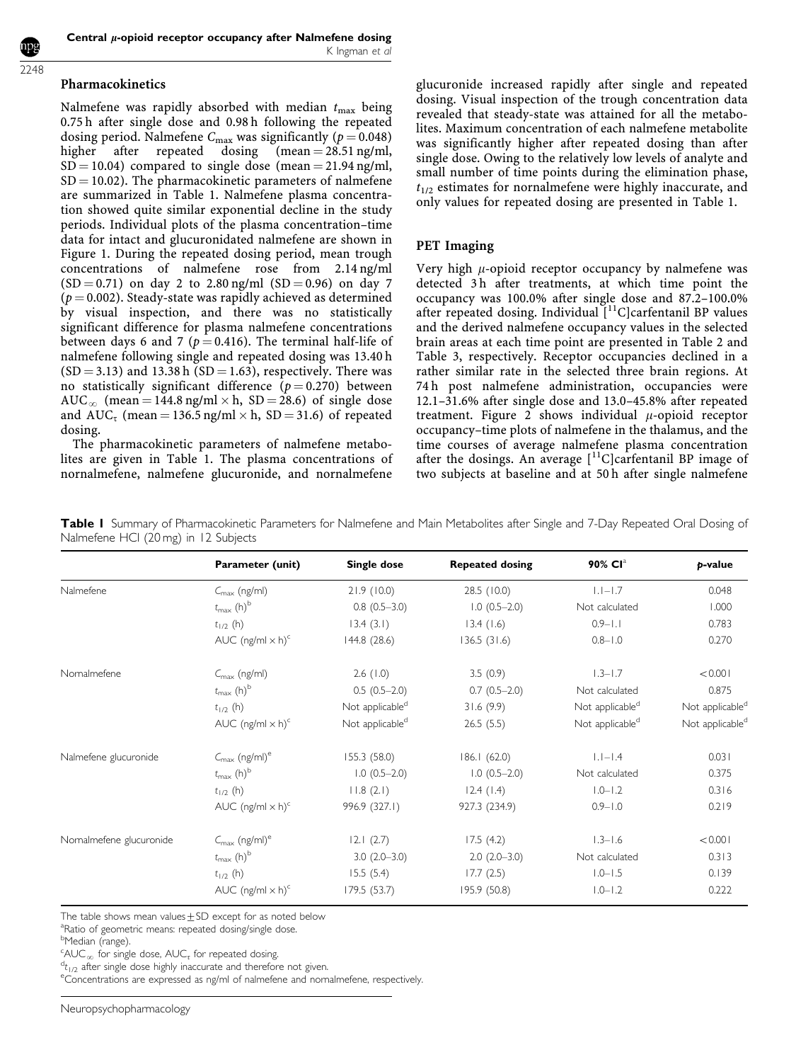### Pharmacokinetics

Nalmefene was rapidly absorbed with median $t_{max}$ being 0.75 h after single dose and 0.98 h following the repeated dosing period. Nalmefene $C_{max}$ was significantly ($p = 0.048$) higher after repeated dosing (mean = 28.51 ng/ml, SD = 10.04) compared to single dose (mean = 21.94 ng/ml, SD = 10.02). The pharmacokinetic parameters of nalmefene are summarized in Table 1. Nalmefene plasma concentration showed quite similar exponential decline in the study periods. Individual plots of the plasma concentration–time data for intact and glucuronidated nalmefene are shown in Figure 1. During the repeated dosing period, mean trough concentrations of nalmefene rose from 2.14 ng/ml (SD = 0.71) on day 2 to 2.80 ng/ml (SD = 0.96) on day 7 ($p = 0.002$). Steady-state was rapidly achieved as determined by visual inspection, and there was no statistically significant difference for plasma nalmefene concentrations between days 6 and 7 ($p = 0.416$). The terminal half-life of nalmefene following single and repeated dosing was 13.40 h (SD = 3.13) and 13.38 h (SD = 1.63), respectively. There was no statistically significant difference ($p = 0.270$) between $AUC_{\infty}$ (mean = 144.8 ng/ml × h, SD = 28.6) of single dose and $AUC_{\tau}$ (mean = 136.5 ng/ml × h, SD = 31.6) of repeated dosing.

The pharmacokinetic parameters of nalmefene metabolites are given in Table 1. The plasma concentrations of nornalmefene, nalmefene glucuronide, and nornalmefene glucuronide increased rapidly after single and repeated dosing. Visual inspection of the trough concentration data revealed that steady-state was attained for all the metabolites. Maximum concentration of each nalmefene metabolite was significantly higher after repeated dosing than after single dose. Owing to the relatively low levels of analyte and small number of time points during the elimination phase, $t_{1/2}$ estimates for nornalmefene were highly inaccurate, and only values for repeated dosing are presented in Table 1.

### PET Imaging

Very high $\mu$-opioid receptor occupancy by nalmefene was detected 3 h after treatments, at which time point the occupancy was 100.0% after single dose and 87.2–100.0% after repeated dosing. Individual [$^{11}$C]carfentanil BP values and the derived nalmefene occupancy values in the selected brain areas at each time point are presented in Table 2 and Table 3, respectively. Receptor occupancies declined in a rather similar rate in the selected three brain regions. At 74 h post nalmefene administration, occupancies were 12.1–31.6% after single dose and 13.0–45.8% after repeated treatment. Figure 2 shows individual $\mu$-opioid receptor occupancy–time plots of nalmefene in the thalamus, and the time courses of average nalmefene plasma concentration after the dosings. An average [$^{11}$C]carfentanil BP image of two subjects at baseline and at 50 h after single nalmefene

**Table 1** Summary of Pharmacokinetic Parameters for Nalmefene and Main Metabolites after Single and 7-Day Repeated Oral Dosing of Nalmefene HCl (20 mg) in 12 Subjects

| | Parameter (unit) | Single dose | Repeated dosing | 90% CI[a] | p-value |
|---|---|---|---|---|---|
| Nalmefene | $C_{max}$ (ng/ml) | 21.9 (10.0) | 28.5 (10.0) | 1.1–1.7 | 0.048 |
| | $t_{max}$ (h)[b] | 0.8 (0.5–3.0) | 1.0 (0.5–2.0) | Not calculated | 1.000 |
| | $t_{1/2}$ (h) | 13.4 (3.1) | 13.4 (1.6) | 0.9–1.1 | 0.783 |
| | AUC (ng/ml × h)[c] | 144.8 (28.6) | 136.5 (31.6) | 0.8–1.0 | 0.270 |
| Nornalmefene | $C_{max}$ (ng/ml) | 2.6 (1.0) | 3.5 (0.9) | 1.3–1.7 | <0.001 |
| | $t_{max}$ (h)[b] | 0.5 (0.5–2.0) | 0.7 (0.5–2.0) | Not calculated | 0.875 |
| | $t_{1/2}$ (h) | Not applicable[d] | 31.6 (9.9) | Not applicable[d] | Not applicable[d] |
| | AUC (ng/ml × h)[c] | Not applicable[d] | 26.5 (5.5) | Not applicable[d] | Not applicable[d] |
| Nalmefene glucuronide | $C_{max}$ (ng/ml)[e] | 155.3 (58.0) | 186.1 (62.0) | 1.1–1.4 | 0.031 |
| | $t_{max}$ (h)[b] | 1.0 (0.5–2.0) | 1.0 (0.5–2.0) | Not calculated | 0.375 |
| | $t_{1/2}$ (h) | 11.8 (2.1) | 12.4 (1.4) | 1.0–1.2 | 0.316 |
| | AUC (ng/ml × h)[c] | 996.9 (327.1) | 927.3 (234.9) | 0.9–1.0 | 0.219 |
| Nornalmefene glucuronide | $C_{max}$ (ng/ml)[e] | 12.1 (2.7) | 17.5 (4.2) | 1.3–1.6 | <0.001 |
| | $t_{max}$ (h)[b] | 3.0 (2.0–3.0) | 2.0 (2.0–3.0) | Not calculated | 0.313 |
| | $t_{1/2}$ (h) | 15.5 (5.4) | 17.7 (2.5) | 1.0–1.5 | 0.139 |
| | AUC (ng/ml × h)[c] | 179.5 (53.7) | 195.9 (50.8) | 1.0–1.2 | 0.222 |

The table shows mean values ± SD except for as noted below
[a]Ratio of geometric means: repeated dosing/single dose.
[b]Median (range).
[c]$AUC_{\infty}$ for single dose, $AUC_{\tau}$ for repeated dosing.
[d]$t_{1/2}$ after single dose highly inaccurate and therefore not given.
[e]Concentrations are expressed as ng/ml of nalmefene and nornalmefene, respectively.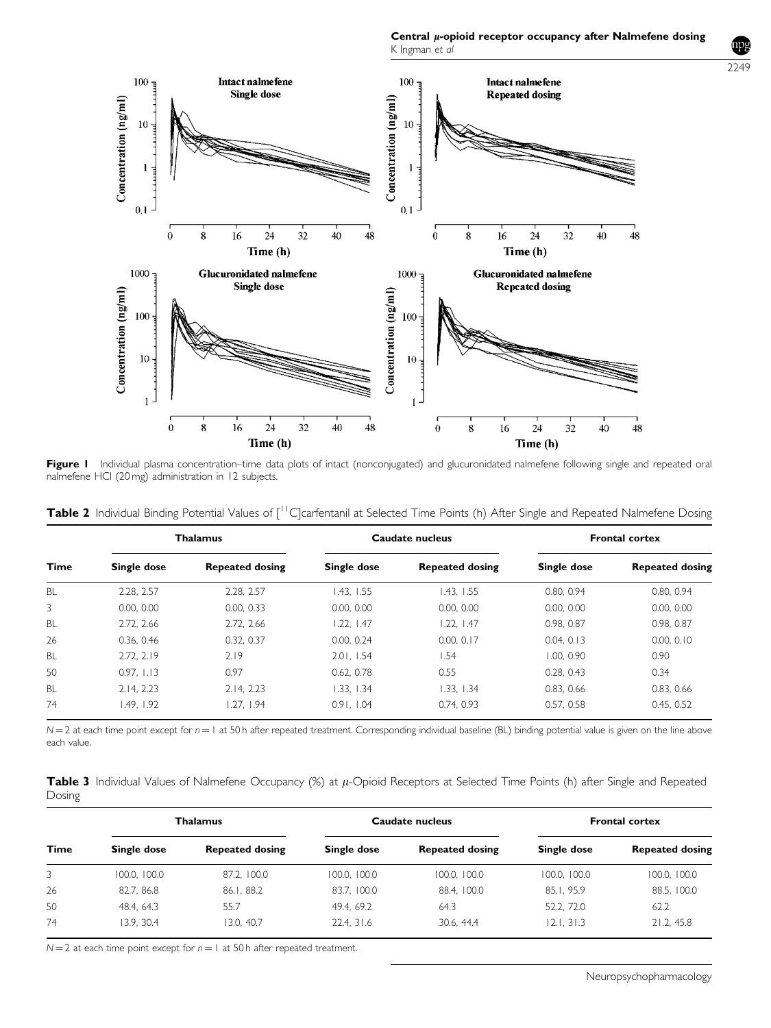**Figure 1** Individual plasma concentration–time data plots of intact (nonconjugated) and glucuronidated nalmefene following single and repeated oral nalmefene HCl (20 mg) administration in 12 subjects.

**Table 2** Individual Binding Potential Values of [$^{11}$C]carfentanil at Selected Time Points (h) After Single and Repeated Nalmefene Dosing

| | Thalamus | | Caudate nucleus | | Frontal cortex | |
|---|---|---|---|---|---|---|
| Time | Single dose | Repeated dosing | Single dose | Repeated dosing | Single dose | Repeated dosing |
| BL | 2.28, 2.57 | 2.28, 2.57 | 1.43, 1.55 | 1.43, 1.55 | 0.80, 0.94 | 0.80, 0.94 |
| 3 | 0.00, 0.00 | 0.00, 0.33 | 0.00, 0.00 | 0.00, 0.00 | 0.00, 0.00 | 0.00, 0.00 |
| BL | 2.72, 2.66 | 2.72, 2.66 | 1.22, 1.47 | 1.22, 1.47 | 0.98, 0.87 | 0.98, 0.87 |
| 26 | 0.36, 0.46 | 0.32, 0.37 | 0.00, 0.24 | 0.00, 0.17 | 0.04, 0.13 | 0.00, 0.10 |
| BL | 2.72, 2.19 | 2.19 | 2.01, 1.54 | 1.54 | 1.00, 0.90 | 0.90 |
| 50 | 0.97, 1.13 | 0.97 | 0.62, 0.78 | 0.55 | 0.28, 0.43 | 0.34 |
| BL | 2.14, 2.23 | 2.14, 2.23 | 1.33, 1.34 | 1.33, 1.34 | 0.83, 0.66 | 0.83, 0.66 |
| 74 | 1.49, 1.92 | 1.27, 1.94 | 0.91, 1.04 | 0.74, 0.93 | 0.57, 0.58 | 0.45, 0.52 |

$N = 2$ at each time point except for $n = 1$ at 50 h after repeated treatment. Corresponding individual baseline (BL) binding potential value is given on the line above each value.

**Table 3** Individual Values of Nalmefene Occupancy (%) at $\mu$-Opioid Receptors at Selected Time Points (h) after Single and Repeated Dosing

| | Thalamus | | Caudate nucleus | | Frontal cortex | |
|---|---|---|---|---|---|---|
| Time | Single dose | Repeated dosing | Single dose | Repeated dosing | Single dose | Repeated dosing |
| 3 | 100.0, 100.0 | 87.2, 100.0 | 100.0, 100.0 | 100.0, 100.0 | 100.0, 100.0 | 100.0, 100.0 |
| 26 | 82.7, 86.8 | 86.1, 88.2 | 83.7, 100.0 | 88.4, 100.0 | 85.1, 95.9 | 88.5, 100.0 |
| 50 | 48.4, 64.3 | 55.7 | 49.4, 69.2 | 64.3 | 52.2, 72.0 | 62.2 |
| 74 | 13.9, 30.4 | 13.0, 40.7 | 22.4, 31.6 | 30.6, 44.4 | 12.1, 31.3 | 21.2, 45.8 |

$N = 2$ at each time point except for $n = 1$ at 50 h after repeated treatment.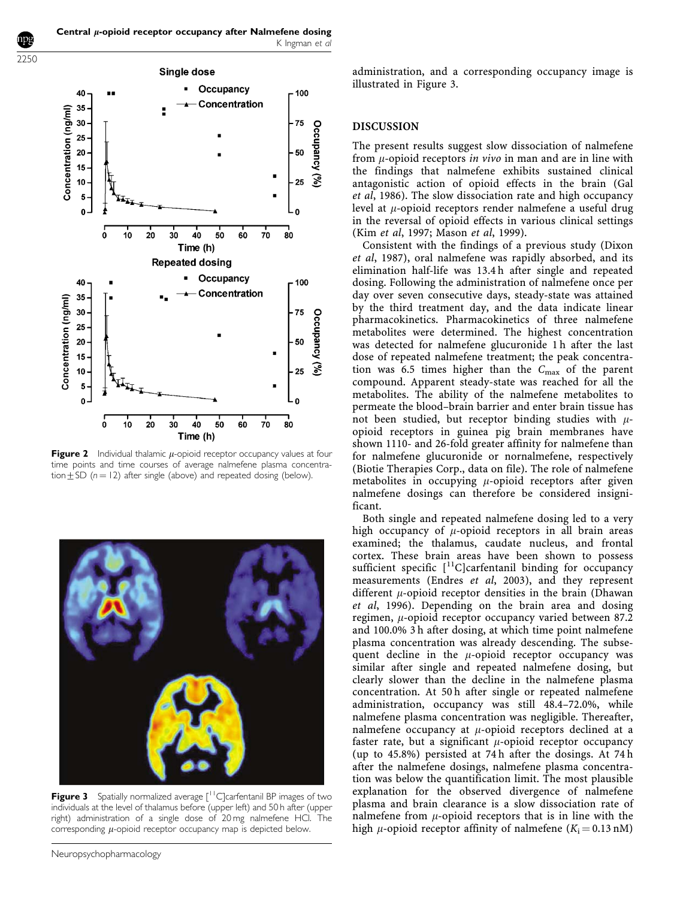**Figure 2** Individual thalamic $\mu$-opioid receptor occupancy values at four time points and time courses of average nalmefene plasma concentration ± SD ($n = 12$) after single (above) and repeated dosing (below).

**Figure 3** Spatially normalized average [$^{11}$C]carfentanil BP images of two individuals at the level of thalamus before (upper left) and 50 h after (upper right) administration of a single dose of 20 mg nalmefene HCl. The corresponding $\mu$-opioid receptor occupancy map is depicted below.

administration, and a corresponding occupancy image is illustrated in Figure 3.

## DISCUSSION

The present results suggest slow dissociation of nalmefene from $\mu$-opioid receptors *in vivo* in man and are in line with the findings that nalmefene exhibits sustained clinical antagonistic action of opioid effects in the brain (Gal *et al*, 1986). The slow dissociation rate and high occupancy level at $\mu$-opioid receptors render nalmefene a useful drug in the reversal of opioid effects in various clinical settings (Kim *et al*, 1997; Mason *et al*, 1999).

Consistent with the findings of a previous study (Dixon *et al*, 1987), oral nalmefene was rapidly absorbed, and its elimination half-life was 13.4 h after single and repeated dosing. Following the administration of nalmefene once per day over seven consecutive days, steady-state was attained by the third treatment day, and the data indicate linear pharmacokinetics. Pharmacokinetics of three nalmefene metabolites were determined. The highest concentration was detected for nalmefene glucuronide 1 h after the last dose of repeated nalmefene treatment; the peak concentration was 6.5 times higher than the $C_{max}$ of the parent compound. Apparent steady-state was reached for all the metabolites. The ability of the nalmefene metabolites to permeate the blood–brain barrier and enter brain tissue has not been studied, but receptor binding studies with $\mu$-opioid receptors in guinea pig brain membranes have shown 1110- and 26-fold greater affinity for nalmefene than for nalmefene glucuronide or nornalmefene, respectively (Biotie Therapies Corp., data on file). The role of nalmefene metabolites in occupying $\mu$-opioid receptors after given nalmefene dosings can therefore be considered insignificant.

Both single and repeated nalmefene dosing led to a very high occupancy of $\mu$-opioid receptors in all brain areas examined; the thalamus, caudate nucleus, and frontal cortex. These brain areas have been shown to possess sufficient specific [$^{11}$C]carfentanil binding for occupancy measurements (Endres *et al*, 2003), and they represent different $\mu$-opioid receptor densities in the brain (Dhawan *et al*, 1996). Depending on the brain area and dosing regimen, $\mu$-opioid receptor occupancy varied between 87.2 and 100.0% 3 h after dosing, at which time point nalmefene plasma concentration was already descending. The subsequent decline in the $\mu$-opioid receptor occupancy was similar after single and repeated nalmefene dosing, but clearly slower than the decline in the nalmefene plasma concentration. At 50 h after single or repeated nalmefene administration, occupancy was still 48.4–72.0%, while nalmefene plasma concentration was negligible. Thereafter, nalmefene occupancy at $\mu$-opioid receptors declined at a faster rate, but a significant $\mu$-opioid receptor occupancy (up to 45.8%) persisted at 74 h after the dosings. At 74 h after the nalmefene dosings, nalmefene plasma concentration was below the quantification limit. The most plausible explanation for the observed divergence of nalmefene plasma and brain clearance is a slow dissociation rate of nalmefene from $\mu$-opioid receptors that is in line with the high $\mu$-opioid receptor affinity of nalmefene ($K_i = 0.13$ nM)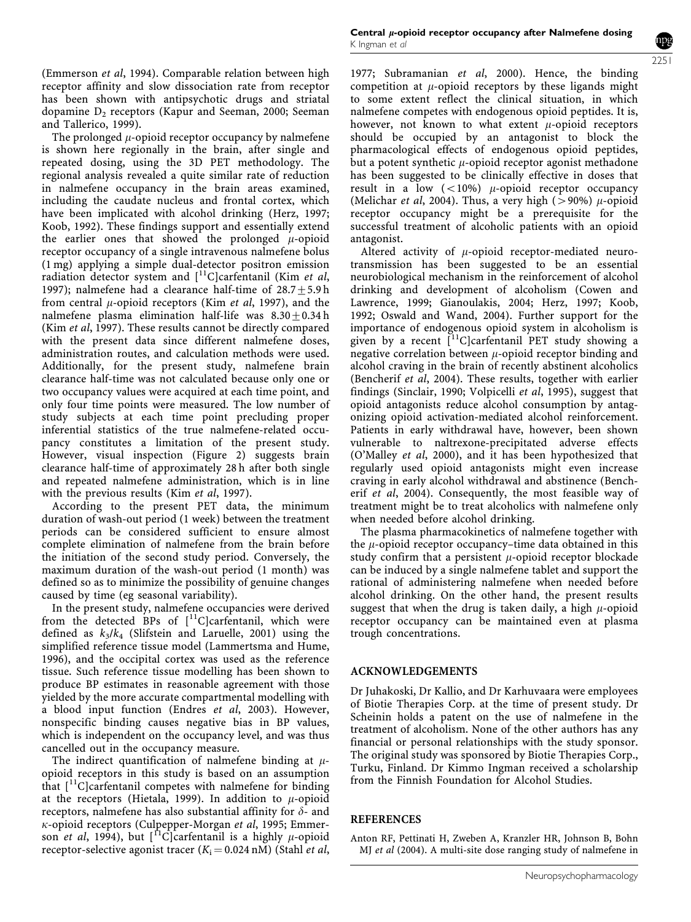(Emmerson *et al*, 1994). Comparable relation between high receptor affinity and slow dissociation rate from receptor has been shown with antipsychotic drugs and striatal dopamine $D_2$ receptors (Kapur and Seeman, 2000; Seeman and Tallerico, 1999).

The prolonged $\mu$-opioid receptor occupancy by nalmefene is shown here regionally in the brain, after single and repeated dosing, using the 3D PET methodology. The regional analysis revealed a quite similar rate of reduction in nalmefene occupancy in the brain areas examined, including the caudate nucleus and frontal cortex, which have been implicated with alcohol drinking (Herz, 1997; Koob, 1992). These findings support and essentially extend the earlier ones that showed the prolonged $\mu$-opioid receptor occupancy of a single intravenous nalmefene bolus (1 mg) applying a simple dual-detector positron emission radiation detector system and [$^{11}$C]carfentanil (Kim *et al*, 1997); nalmefene had a clearance half-time of $28.7 \pm 5.9$ h from central $\mu$-opioid receptors (Kim *et al*, 1997), and the nalmefene plasma elimination half-life was $8.30 \pm 0.34$ h (Kim *et al*, 1997). These results cannot be directly compared with the present data since different nalmefene doses, administration routes, and calculation methods were used. Additionally, for the present study, nalmefene brain clearance half-time was not calculated because only one or two occupancy values were acquired at each time point, and only four time points were measured. The low number of study subjects at each time point precluding proper inferential statistics of the true nalmefene-related occupancy constitutes a limitation of the present study. However, visual inspection (Figure 2) suggests brain clearance half-time of approximately 28 h after both single and repeated nalmefene administration, which is in line with the previous results (Kim *et al*, 1997).

According to the present PET data, the minimum duration of wash-out period (1 week) between the treatment periods can be considered sufficient to ensure almost complete elimination of nalmefene from the brain before the initiation of the second study period. Conversely, the maximum duration of the wash-out period (1 month) was defined so as to minimize the possibility of genuine changes caused by time (eg seasonal variability).

In the present study, nalmefene occupancies were derived from the detected BPs of [$^{11}$C]carfentanil, which were defined as $k_3/k_4$ (Slifstein and Laruelle, 2001) using the simplified reference tissue model (Lammertsma and Hume, 1996), and the occipital cortex was used as the reference tissue. Such reference tissue modelling has been shown to produce BP estimates in reasonable agreement with those yielded by the more accurate compartmental modelling with a blood input function (Endres *et al*, 2003). However, nonspecific binding causes negative bias in BP values, which is independent on the occupancy level, and was thus cancelled out in the occupancy measure.

The indirect quantification of nalmefene binding at $\mu$-opioid receptors in this study is based on an assumption that [$^{11}$C]carfentanil competes with nalmefene for binding at the receptors (Hietala, 1999). In addition to $\mu$-opioid receptors, nalmefene has also substantial affinity for $\delta$- and $\kappa$-opioid receptors (Culpepper-Morgan *et al*, 1995; Emmerson *et al*, 1994), but [$^{11}$C]carfentanil is a highly $\mu$-opioid receptor-selective agonist tracer ($K_i = 0.024$ nM) (Stahl *et al*, 1977; Subramanian *et al*, 2000). Hence, the binding competition at $\mu$-opioid receptors by these ligands might to some extent reflect the clinical situation, in which nalmefene competes with endogenous opioid peptides. It is, however, not known to what extent $\mu$-opioid receptors should be occupied by an antagonist to block the pharmacological effects of endogenous opioid peptides, but a potent synthetic $\mu$-opioid receptor agonist methadone has been suggested to be clinically effective in doses that result in a low ($<10\%$) $\mu$-opioid receptor occupancy (Melichar *et al*, 2004). Thus, a very high ($>90\%$) $\mu$-opioid receptor occupancy might be a prerequisite for the successful treatment of alcoholic patients with an opioid antagonist.

Altered activity of $\mu$-opioid receptor-mediated neurotransmission has been suggested to be an essential neurobiological mechanism in the reinforcement of alcohol drinking and development of alcoholism (Cowen and Lawrence, 1999; Gianoulakis, 2004; Herz, 1997; Koob, 1992; Oswald and Wand, 2004). Further support for the importance of endogenous opioid system in alcoholism is given by a recent [$^{11}$C]carfentanil PET study showing a negative correlation between $\mu$-opioid receptor binding and alcohol craving in the brain of recently abstinent alcoholics (Bencherif *et al*, 2004). These results, together with earlier findings (Sinclair, 1990; Volpicelli *et al*, 1995), suggest that opioid antagonists reduce alcohol consumption by antagonizing opioid activation-mediated alcohol reinforcement. Patients in early withdrawal have, however, been shown vulnerable to naltrexone-precipitated adverse effects (O'Malley *et al*, 2000), and it has been hypothesized that regularly used opioid antagonists might even increase craving in early alcohol withdrawal and abstinence (Bencherif *et al*, 2004). Consequently, the most feasible way of treatment might be to treat alcoholics with nalmefene only when needed before alcohol drinking.

The plasma pharmacokinetics of nalmefene together with the $\mu$-opioid receptor occupancy–time data obtained in this study confirm that a persistent $\mu$-opioid receptor blockade can be induced by a single nalmefene tablet and support the rational of administering nalmefene when needed before alcohol drinking. On the other hand, the present results suggest that when the drug is taken daily, a high $\mu$-opioid receptor occupancy can be maintained even at plasma trough concentrations.

## ACKNOWLEDGEMENTS

Dr Juhakoski, Dr Kallio, and Dr Karhuvaara were employees of Biotie Therapies Corp. at the time of present study. Dr Scheinin holds a patent on the use of nalmefene in the treatment of alcoholism. None of the other authors has any financial or personal relationships with the study sponsor. The original study was sponsored by Biotie Therapies Corp., Turku, Finland. Dr Kimmo Ingman received a scholarship from the Finnish Foundation for Alcohol Studies.

## REFERENCES

Anton RF, Pettinati H, Zweben A, Kranzler HR, Johnson B, Bohn MJ *et al* (2004). A multi-site dose ranging study of nalmefene in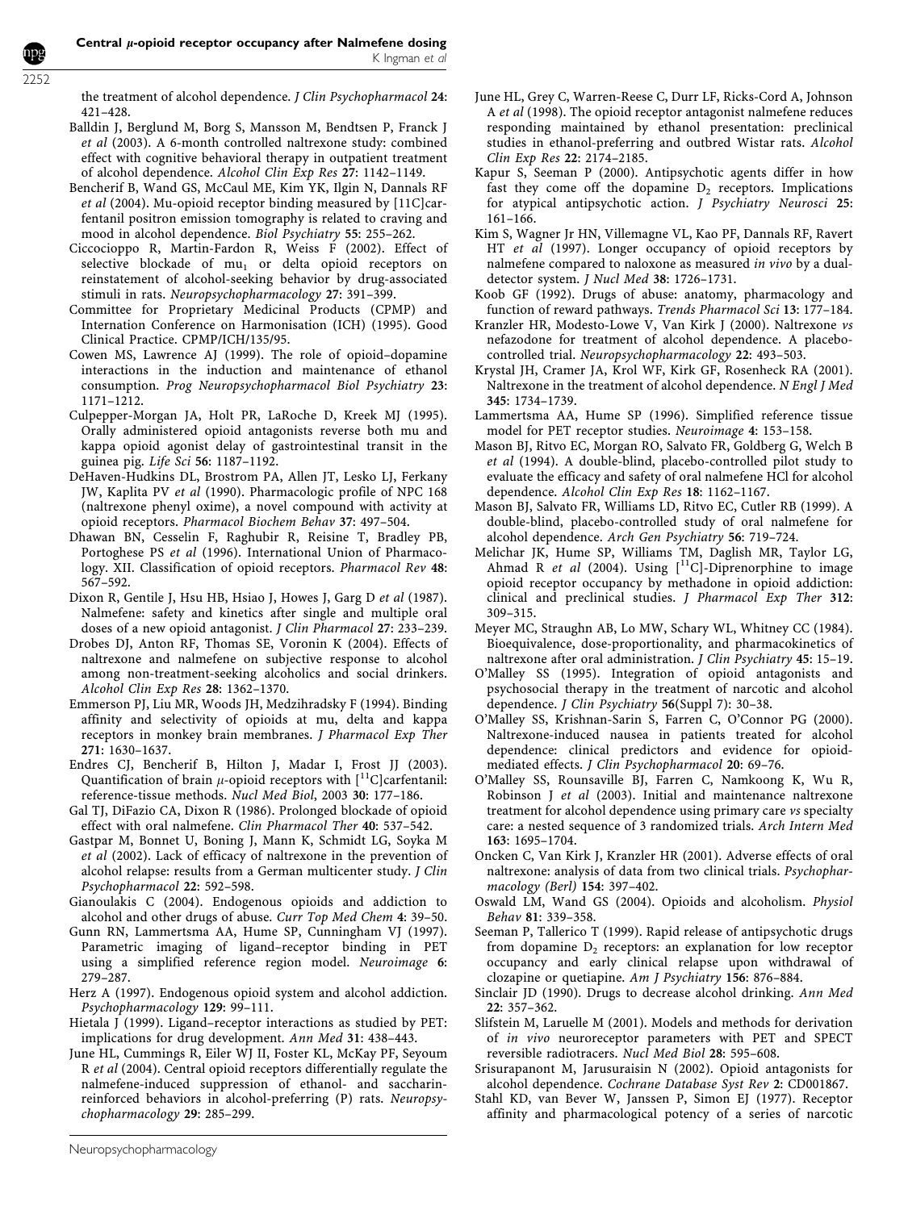the treatment of alcohol dependence. *J Clin Psychopharmacol* **24**: 421–428.

Balldin J, Berglund M, Borg S, Mansson M, Bendtsen P, Franck J *et al* (2003). A 6-month controlled naltrexone study: combined effect with cognitive behavioral therapy in outpatient treatment of alcohol dependence. *Alcohol Clin Exp Res* **27**: 1142–1149.

Bencherif B, Wand GS, McCaul ME, Kim YK, Ilgin N, Dannals RF *et al* (2004). Mu-opioid receptor binding measured by [11C]carfentanil positron emission tomography is related to craving and mood in alcohol dependence. *Biol Psychiatry* **55**: 255–262.

Ciccocioppo R, Martin-Fardon R, Weiss F (2002). Effect of selective blockade of $mu_1$ or delta opioid receptors on reinstatement of alcohol-seeking behavior by drug-associated stimuli in rats. *Neuropsychopharmacology* **27**: 391–399.

Committee for Proprietary Medicinal Products (CPMP) and Internation Conference on Harmonisation (ICH) (1995). Good Clinical Practice. CPMP/ICH/135/95.

Cowen MS, Lawrence AJ (1999). The role of opioid–dopamine interactions in the induction and maintenance of ethanol consumption. *Prog Neuropsychopharmacol Biol Psychiatry* **23**: 1171–1212.

Culpepper-Morgan JA, Holt PR, LaRoche D, Kreek MJ (1995). Orally administered opioid antagonists reverse both mu and kappa opioid agonist delay of gastrointestinal transit in the guinea pig. *Life Sci* **56**: 1187–1192.

DeHaven-Hudkins DL, Brostrom PA, Allen JT, Lesko LJ, Ferkany JW, Kaplita PV *et al* (1990). Pharmacologic profile of NPC 168 (naltrexone phenyl oxime), a novel compound with activity at opioid receptors. *Pharmacol Biochem Behav* **37**: 497–504.

Dhawan BN, Cesselin F, Raghubir R, Reisine T, Bradley PB, Portoghese PS *et al* (1996). International Union of Pharmacology. XII. Classification of opioid receptors. *Pharmacol Rev* **48**: 567–592.

Dixon R, Gentile J, Hsu HB, Hsiao J, Howes J, Garg D *et al* (1987). Nalmefene: safety and kinetics after single and multiple oral doses of a new opioid antagonist. *J Clin Pharmacol* **27**: 233–239.

Drobes DJ, Anton RF, Thomas SE, Voronin K (2004). Effects of naltrexone and nalmefene on subjective response to alcohol among non-treatment-seeking alcoholics and social drinkers. *Alcohol Clin Exp Res* **28**: 1362–1370.

Emmerson PJ, Liu MR, Woods JH, Medzihradsky F (1994). Binding affinity and selectivity of opioids at mu, delta and kappa receptors in monkey brain membranes. *J Pharmacol Exp Ther* **271**: 1630–1637.

Endres CJ, Bencherif B, Hilton J, Madar I, Frost JJ (2003). Quantification of brain $\mu$-opioid receptors with [$^{11}$C]carfentanil: reference-tissue methods. *Nucl Med Biol*, 2003 **30**: 177–186.

Gal TJ, DiFazio CA, Dixon R (1986). Prolonged blockade of opioid effect with oral nalmefene. *Clin Pharmacol Ther* **40**: 537–542.

Gastpar M, Bonnet U, Boning J, Mann K, Schmidt LG, Soyka M *et al* (2002). Lack of efficacy of naltrexone in the prevention of alcohol relapse: results from a German multicenter study. *J Clin Psychopharmacol* **22**: 592–598.

Gianoulakis C (2004). Endogenous opioids and addiction to alcohol and other drugs of abuse. *Curr Top Med Chem* **4**: 39–50.

Gunn RN, Lammertsma AA, Hume SP, Cunningham VJ (1997). Parametric imaging of ligand–receptor binding in PET using a simplified reference region model. *Neuroimage* **6**: 279–287.

Herz A (1997). Endogenous opioid system and alcohol addiction. *Psychopharmacology* **129**: 99–111.

Hietala J (1999). Ligand–receptor interactions as studied by PET: implications for drug development. *Ann Med* **31**: 438–443.

June HL, Cummings R, Eiler WJ II, Foster KL, McKay PF, Seyoum R *et al* (2004). Central opioid receptors differentially regulate the nalmefene-induced suppression of ethanol- and saccharin-reinforced behaviors in alcohol-preferring (P) rats. *Neuropsychopharmacology* **29**: 285–299.

June HL, Grey C, Warren-Reese C, Durr LF, Ricks-Cord A, Johnson A *et al* (1998). The opioid receptor antagonist nalmefene reduces responding maintained by ethanol presentation: preclinical studies in ethanol-preferring and outbred Wistar rats. *Alcohol Clin Exp Res* **22**: 2174–2185.

Kapur S, Seeman P (2000). Antipsychotic agents differ in how fast they come off the dopamine $D_2$ receptors. Implications for atypical antipsychotic action. *J Psychiatry Neurosci* **25**: 161–166.

Kim S, Wagner Jr HN, Villemagne VL, Kao PF, Dannals RF, Ravert HT *et al* (1997). Longer occupancy of opioid receptors by nalmefene compared to naloxone as measured *in vivo* by a dual-detector system. *J Nucl Med* **38**: 1726–1731.

Koob GF (1992). Drugs of abuse: anatomy, pharmacology and function of reward pathways. *Trends Pharmacol Sci* **13**: 177–184.

Kranzler HR, Modesto-Lowe V, Van Kirk J (2000). Naltrexone *vs* nefazodone for treatment of alcohol dependence. A placebo-controlled trial. *Neuropsychopharmacology* **22**: 493–503.

Krystal JH, Cramer JA, Krol WF, Kirk GF, Rosenheck RA (2001). Naltrexone in the treatment of alcohol dependence. *N Engl J Med* **345**: 1734–1739.

Lammertsma AA, Hume SP (1996). Simplified reference tissue model for PET receptor studies. *Neuroimage* **4**: 153–158.

Mason BJ, Ritvo EC, Morgan RO, Salvato FR, Goldberg G, Welch B *et al* (1994). A double-blind, placebo-controlled pilot study to evaluate the efficacy and safety of oral nalmefene HCl for alcohol dependence. *Alcohol Clin Exp Res* **18**: 1162–1167.

Mason BJ, Salvato FR, Williams LD, Ritvo EC, Cutler RB (1999). A double-blind, placebo-controlled study of oral nalmefene for alcohol dependence. *Arch Gen Psychiatry* **56**: 719–724.

Melichar JK, Hume SP, Williams TM, Daglish MR, Taylor LG, Ahmad R *et al* (2004). Using [$^{11}$C]-Diprenorphine to image opioid receptor occupancy by methadone in opioid addiction: clinical and preclinical studies. *J Pharmacol Exp Ther* **312**: 309–315.

Meyer MC, Straughn AB, Lo MW, Schary WL, Whitney CC (1984). Bioequivalence, dose-proportionality, and pharmacokinetics of naltrexone after oral administration. *J Clin Psychiatry* **45**: 15–19.

O'Malley SS (1995). Integration of opioid antagonists and psychosocial therapy in the treatment of narcotic and alcohol dependence. *J Clin Psychiatry* **56**(Suppl 7): 30–38.

O'Malley SS, Krishnan-Sarin S, Farren C, O'Connor PG (2000). Naltrexone-induced nausea in patients treated for alcohol dependence: clinical predictors and evidence for opioid-mediated effects. *J Clin Psychopharmacol* **20**: 69–76.

O'Malley SS, Rounsaville BJ, Farren C, Namkoong K, Wu R, Robinson J *et al* (2003). Initial and maintenance naltrexone treatment for alcohol dependence using primary care *vs* specialty care: a nested sequence of 3 randomized trials. *Arch Intern Med* **163**: 1695–1704.

Oncken C, Van Kirk J, Kranzler HR (2001). Adverse effects of oral naltrexone: analysis of data from two clinical trials. *Psychopharmacology (Berl)* **154**: 397–402.

Oswald LM, Wand GS (2004). Opioids and alcoholism. *Physiol Behav* **81**: 339–358.

Seeman P, Tallerico T (1999). Rapid release of antipsychotic drugs from dopamine $D_2$ receptors: an explanation for low receptor occupancy and early clinical relapse upon withdrawal of clozapine or quetiapine. *Am J Psychiatry* **156**: 876–884.

Sinclair JD (1990). Drugs to decrease alcohol drinking. *Ann Med* **22**: 357–362.

Slifstein M, Laruelle M (2001). Models and methods for derivation of *in vivo* neuroreceptor parameters with PET and SPECT reversible radiotracers. *Nucl Med Biol* **28**: 595–608.

Srisurapanont M, Jarusuraisin N (2002). Opioid antagonists for alcohol dependence. *Cochrane Database Syst Rev* **2**: CD001867.

Stahl KD, van Bever W, Janssen P, Simon EJ (1977). Receptor affinity and pharmacological potency of a series of narcotic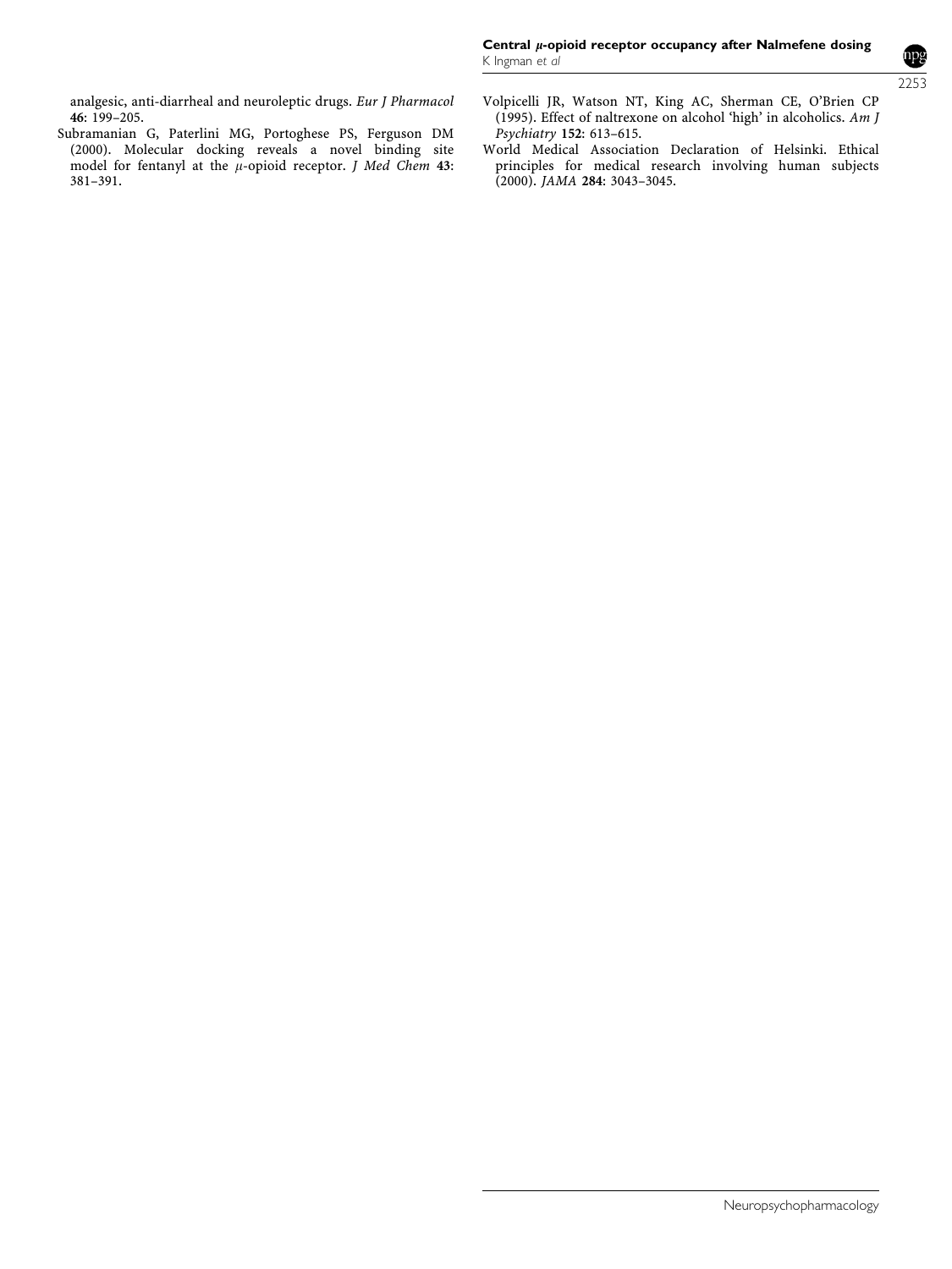analgesic, anti-diarrheal and neuroleptic drugs. *Eur J Pharmacol* **46**: 199–205.

Subramanian G, Paterlini MG, Portoghese PS, Ferguson DM (2000). Molecular docking reveals a novel binding site model for fentanyl at the $\mu$-opioid receptor. *J Med Chem* **43**: 381–391.

Volpicelli JR, Watson NT, King AC, Sherman CE, O'Brien CP (1995). Effect of naltrexone on alcohol 'high' in alcoholics. *Am J Psychiatry* **152**: 613–615.

World Medical Association Declaration of Helsinki. Ethical principles for medical research involving human subjects (2000). *JAMA* **284**: 3043–3045.